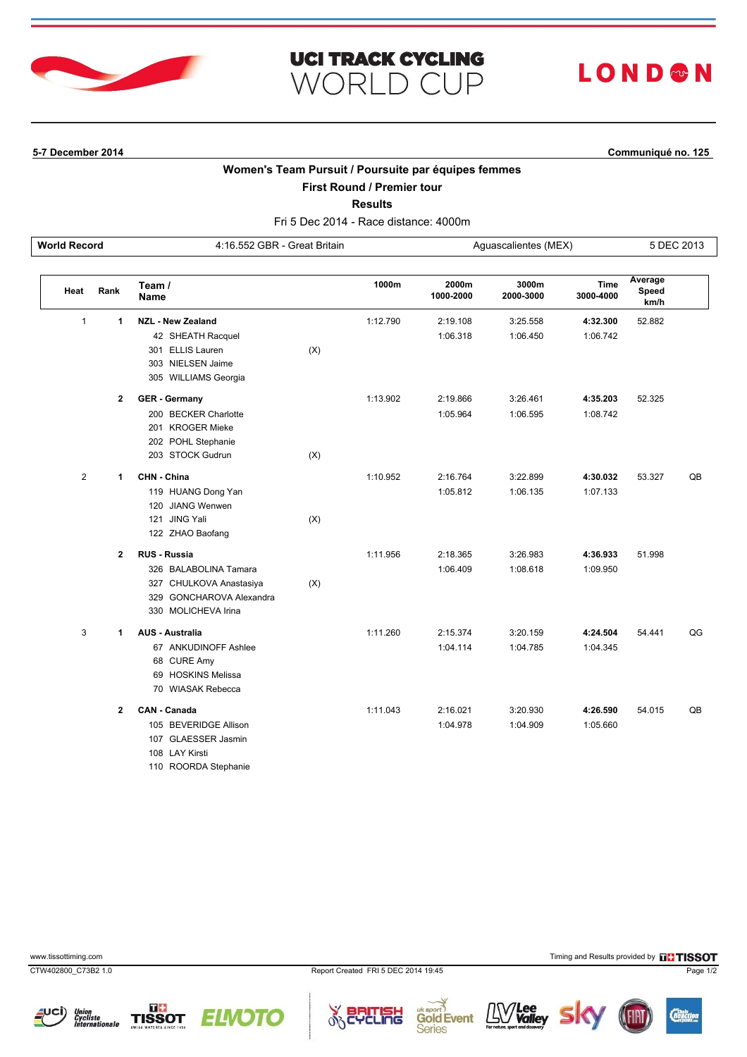# UCI TRACK CYCLING WORLD CUP

LONDON

**5-7 December 2014** | **Communiqué no. 125**

## Women's Team Pursuit / Poursuite par équipes femmes

### First Round / Premier tour

### Results

Fri 5 Dec 2014 - Race distance: 4000m

| World Record | 4:16.552 GBR - Great Britain | Aguascalientes (MEX) | 5 DEC 2013 |
|---|---|---|---|

| Heat | Rank | Team / Name | | 1000m | 2000m 1000-2000 | 3000m 2000-3000 | Time 3000-4000 | Average Speed km/h | |
|---|---|---|---|---|---|---|---|---|---|
| 1 | 1 | **NZL - New Zealand** | | 1:12.790 | 2:19.108 | 3:25.558 | **4:32.300** | 52.882 | |
| | | 42 SHEATH Racquel | | | 1:06.318 | 1:06.450 | 1:06.742 | | |
| | | 301 ELLIS Lauren | (X) | | | | | | |
| | | 303 NIELSEN Jaime | | | | | | | |
| | | 305 WILLIAMS Georgia | | | | | | | |
| | 2 | **GER - Germany** | | 1:13.902 | 2:19.866 | 3:26.461 | **4:35.203** | 52.325 | |
| | | 200 BECKER Charlotte | | | 1:05.964 | 1:06.595 | 1:08.742 | | |
| | | 201 KROGER Mieke | | | | | | | |
| | | 202 POHL Stephanie | | | | | | | |
| | | 203 STOCK Gudrun | (X) | | | | | | |
| 2 | 1 | **CHN - China** | | 1:10.952 | 2:16.764 | 3:22.899 | **4:30.032** | 53.327 | QB |
| | | 119 HUANG Dong Yan | | | 1:05.812 | 1:06.135 | 1:07.133 | | |
| | | 120 JIANG Wenwen | | | | | | | |
| | | 121 JING Yali | (X) | | | | | | |
| | | 122 ZHAO Baofang | | | | | | | |
| | 2 | **RUS - Russia** | | 1:11.956 | 2:18.365 | 3:26.983 | **4:36.933** | 51.998 | |
| | | 326 BALABOLINA Tamara | | | 1:06.409 | 1:08.618 | 1:09.950 | | |
| | | 327 CHULKOVA Anastasiya | (X) | | | | | | |
| | | 329 GONCHAROVA Alexandra | | | | | | | |
| | | 330 MOLICHEVA Irina | | | | | | | |
| 3 | 1 | **AUS - Australia** | | 1:11.260 | 2:15.374 | 3:20.159 | **4:24.504** | 54.441 | QG |
| | | 67 ANKUDINOFF Ashlee | | | 1:04.114 | 1:04.785 | 1:04.345 | | |
| | | 68 CURE Amy | | | | | | | |
| | | 69 HOSKINS Melissa | | | | | | | |
| | | 70 WIASAK Rebecca | | | | | | | |
| | 2 | **CAN - Canada** | | 1:11.043 | 2:16.021 | 3:20.930 | **4:26.590** | 54.015 | QB |
| | | 105 BEVERIDGE Allison | | | 1:04.978 | 1:04.909 | 1:05.660 | | |
| | | 107 GLAESSER Jasmin | | | | | | | |
| | | 108 LAY Kirsti | | | | | | | |
| | | 110 ROORDA Stephanie | | | | | | | |

www.tissottiming.com | Timing and Results provided by TISSOT

CTW402800_C73B2 1.0 | Report Created FRI 5 DEC 2014 19:45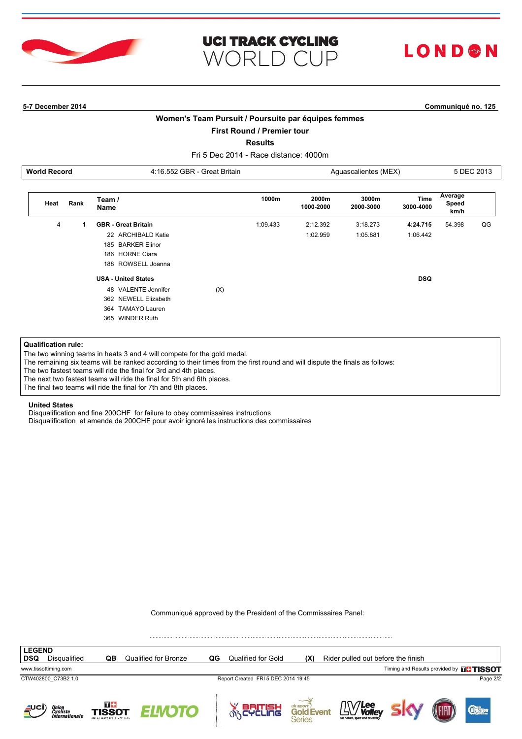# UCI TRACK CYCLING WORLD CUP

LONDON

**5-7 December 2014** **Communiqué no. 125**

## Women's Team Pursuit / Poursuite par équipes femmes

### First Round / Premier tour

### Results

Fri 5 Dec 2014 - Race distance: 4000m

| World Record | 4:16.552 GBR - Great Britain | Aguascalientes (MEX) | 5 DEC 2013 |
|---|---|---|---|

| Heat | Rank | Team / Name | | 1000m | 2000m 1000-2000 | 3000m 2000-3000 | Time 3000-4000 | Average Speed km/h | |
|---|---|---|---|---|---|---|---|---|---|
| 4 | 1 | **GBR - Great Britain** | | 1:09.433 | 2:12.392 | 3:18.273 | **4:24.715** | 54.398 | QG |
| | | 22 ARCHIBALD Katie | | | 1:02.959 | 1:05.881 | 1:06.442 | | |
| | | 185 BARKER Elinor | | | | | | | |
| | | 186 HORNE Ciara | | | | | | | |
| | | 188 ROWSELL Joanna | | | | | | | |
| | | **USA - United States** | | | | | **DSQ** | | |
| | | 48 VALENTE Jennifer | (X) | | | | | | |
| | | 362 NEWELL Elizabeth | | | | | | | |
| | | 364 TAMAYO Lauren | | | | | | | |
| | | 365 WINDER Ruth | | | | | | | |

**Qualification rule:**
The two winning teams in heats 3 and 4 will compete for the gold medal.
The remaining six teams will be ranked according to their times from the first round and will dispute the finals as follows:
The two fastest teams will ride the final for 3rd and 4th places.
The next two fastest teams will ride the final for 5th and 6th places.
The final two teams will ride the final for 7th and 8th places.

**United States**
Disqualification and fine 200CHF for failure to obey commissaires instructions
Disqualification et amende de 200CHF pour avoir ignoré les instructions des commissaires

Communiqué approved by the President of the Commissaires Panel:

.....................................................................................................................

**LEGEND**
**DSQ** Disqualified **QB** Qualified for Bronze **QG** Qualified for Gold **(X)** Rider pulled out before the finish

www.tissottiming.com Timing and Results provided by TISSOT

CTW402800_C73B2 1.0 Report Created FRI 5 DEC 2014 19:45